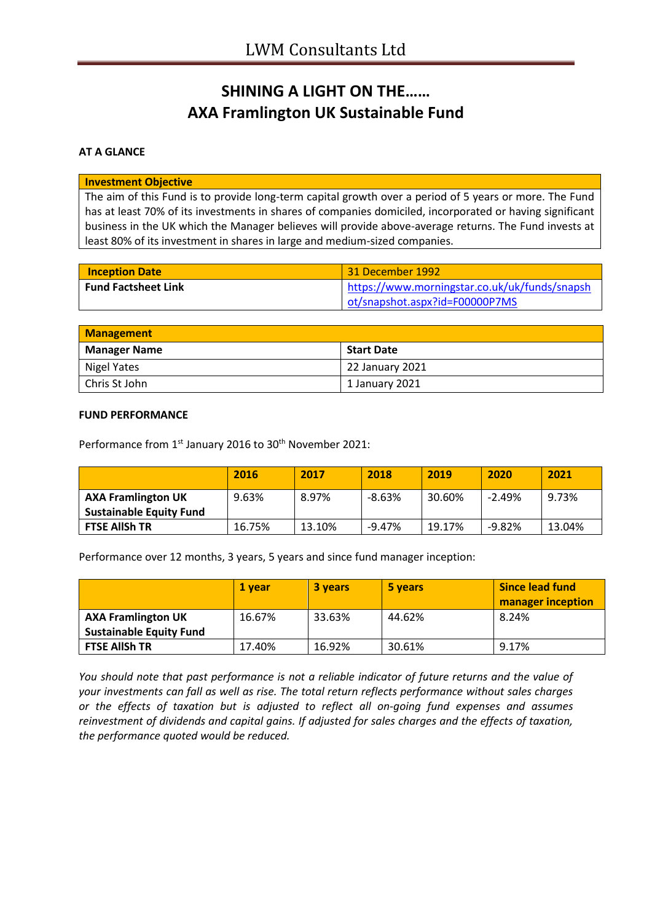# LWM Consultants Ltd

## SHINING A LIGHT ON THE……
## AXA Framlington UK Sustainable Fund

**AT A GLANCE**

| **Investment Objective** |
|---|
| The aim of this Fund is to provide long-term capital growth over a period of 5 years or more. The Fund has at least 70% of its investments in shares of companies domiciled, incorporated or having significant business in the UK which the Manager believes will provide above-average returns. The Fund invests at least 80% of its investment in shares in large and medium-sized companies. |

| **Inception Date** | 31 December 1992 |
|---|---|
| **Fund Factsheet Link** | https://www.morningstar.co.uk/uk/funds/snapshot/snapshot.aspx?id=F00000P7MS |

| **Management** | |
|---|---|
| **Manager Name** | **Start Date** |
| Nigel Yates | 22 January 2021 |
| Chris St John | 1 January 2021 |

**FUND PERFORMANCE**

Performance from 1st January 2016 to 30th November 2021:

| | **2016** | **2017** | **2018** | **2019** | **2020** | **2021** |
|---|---|---|---|---|---|---|
| **AXA Framlington UK Sustainable Equity Fund** | 9.63% | 8.97% | -8.63% | 30.60% | -2.49% | 9.73% |
| **FTSE AllSh TR** | 16.75% | 13.10% | -9.47% | 19.17% | -9.82% | 13.04% |

Performance over 12 months, 3 years, 5 years and since fund manager inception:

| | **1 year** | **3 years** | **5 years** | **Since lead fund manager inception** |
|---|---|---|---|---|
| **AXA Framlington UK Sustainable Equity Fund** | 16.67% | 33.63% | 44.62% | 8.24% |
| **FTSE AllSh TR** | 17.40% | 16.92% | 30.61% | 9.17% |

*You should note that past performance is not a reliable indicator of future returns and the value of your investments can fall as well as rise. The total return reflects performance without sales charges or the effects of taxation but is adjusted to reflect all on-going fund expenses and assumes reinvestment of dividends and capital gains. If adjusted for sales charges and the effects of taxation, the performance quoted would be reduced.*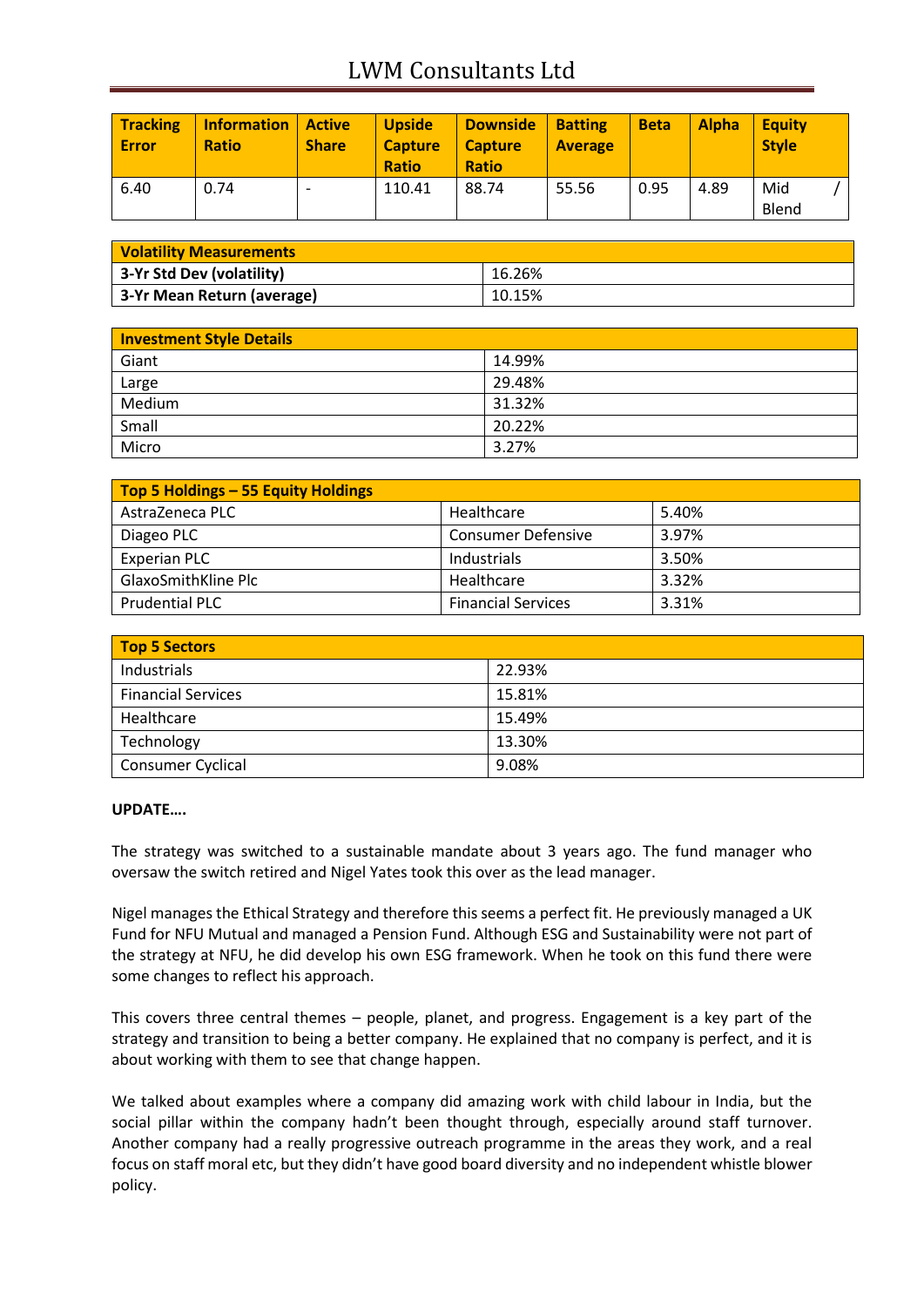| Tracking Error | Information Ratio | Active Share | Upside Capture Ratio | Downside Capture Ratio | Batting Average | Beta | Alpha | Equity Style |
|---|---|---|---|---|---|---|---|---|
| 6.40 | 0.74 | - | 110.41 | 88.74 | 55.56 | 0.95 | 4.89 | Mid / Blend |

| Volatility Measurements | |
|---|---|
| **3-Yr Std Dev (volatility)** | 16.26% |
| **3-Yr Mean Return (average)** | 10.15% |

| Investment Style Details | |
|---|---|
| Giant | 14.99% |
| Large | 29.48% |
| Medium | 31.32% |
| Small | 20.22% |
| Micro | 3.27% |

| Top 5 Holdings – 55 Equity Holdings | | |
|---|---|---|
| AstraZeneca PLC | Healthcare | 5.40% |
| Diageo PLC | Consumer Defensive | 3.97% |
| Experian PLC | Industrials | 3.50% |
| GlaxoSmithKline Plc | Healthcare | 3.32% |
| Prudential PLC | Financial Services | 3.31% |

| Top 5 Sectors | |
|---|---|
| Industrials | 22.93% |
| Financial Services | 15.81% |
| Healthcare | 15.49% |
| Technology | 13.30% |
| Consumer Cyclical | 9.08% |

**UPDATE….**

The strategy was switched to a sustainable mandate about 3 years ago. The fund manager who oversaw the switch retired and Nigel Yates took this over as the lead manager.

Nigel manages the Ethical Strategy and therefore this seems a perfect fit. He previously managed a UK Fund for NFU Mutual and managed a Pension Fund. Although ESG and Sustainability were not part of the strategy at NFU, he did develop his own ESG framework. When he took on this fund there were some changes to reflect his approach.

This covers three central themes – people, planet, and progress. Engagement is a key part of the strategy and transition to being a better company. He explained that no company is perfect, and it is about working with them to see that change happen.

We talked about examples where a company did amazing work with child labour in India, but the social pillar within the company hadn't been thought through, especially around staff turnover. Another company had a really progressive outreach programme in the areas they work, and a real focus on staff moral etc, but they didn't have good board diversity and no independent whistle blower policy.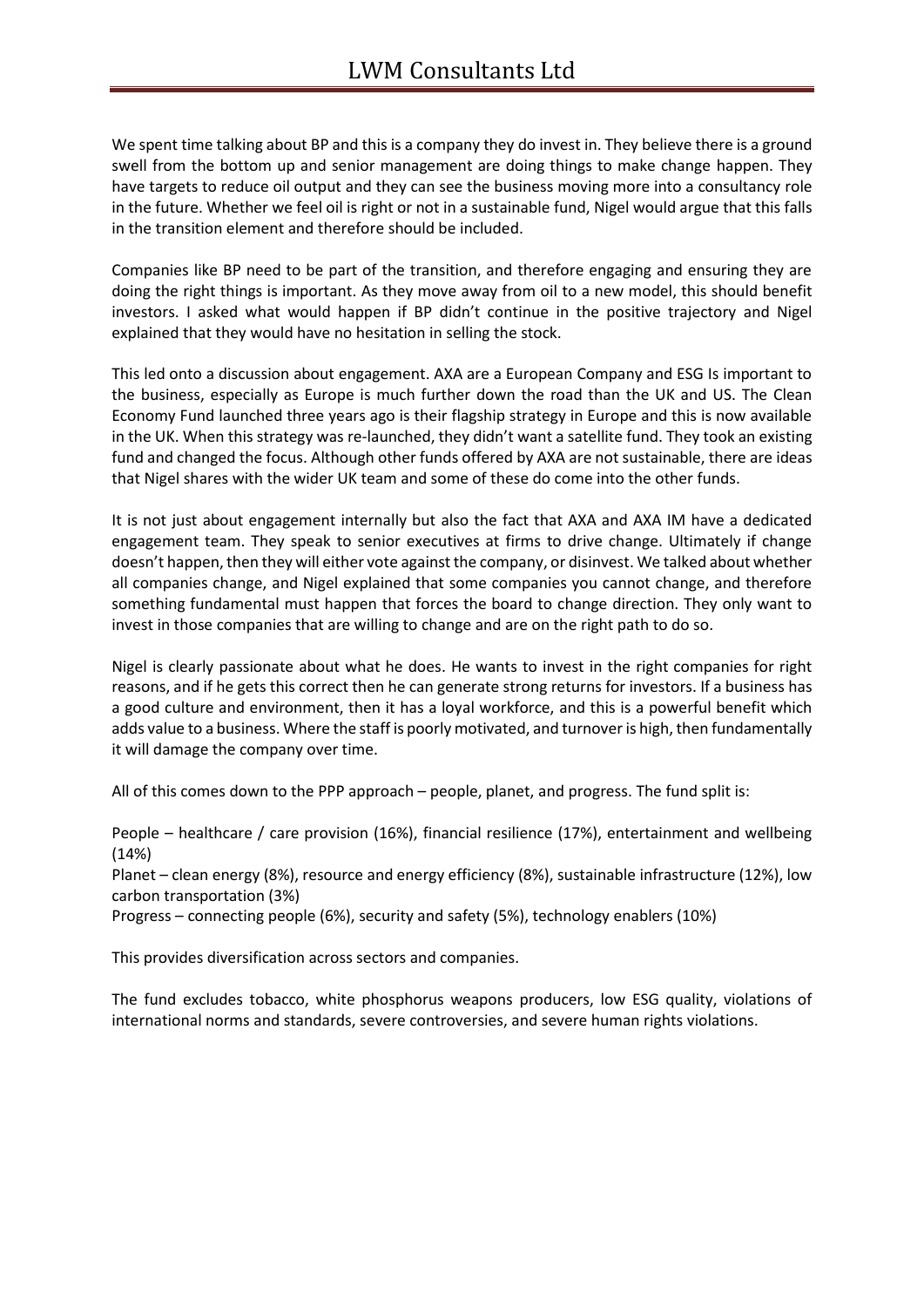We spent time talking about BP and this is a company they do invest in. They believe there is a ground swell from the bottom up and senior management are doing things to make change happen. They have targets to reduce oil output and they can see the business moving more into a consultancy role in the future. Whether we feel oil is right or not in a sustainable fund, Nigel would argue that this falls in the transition element and therefore should be included.

Companies like BP need to be part of the transition, and therefore engaging and ensuring they are doing the right things is important. As they move away from oil to a new model, this should benefit investors. I asked what would happen if BP didn't continue in the positive trajectory and Nigel explained that they would have no hesitation in selling the stock.

This led onto a discussion about engagement. AXA are a European Company and ESG Is important to the business, especially as Europe is much further down the road than the UK and US. The Clean Economy Fund launched three years ago is their flagship strategy in Europe and this is now available in the UK. When this strategy was re-launched, they didn't want a satellite fund. They took an existing fund and changed the focus. Although other funds offered by AXA are not sustainable, there are ideas that Nigel shares with the wider UK team and some of these do come into the other funds.

It is not just about engagement internally but also the fact that AXA and AXA IM have a dedicated engagement team. They speak to senior executives at firms to drive change. Ultimately if change doesn't happen, then they will either vote against the company, or disinvest. We talked about whether all companies change, and Nigel explained that some companies you cannot change, and therefore something fundamental must happen that forces the board to change direction. They only want to invest in those companies that are willing to change and are on the right path to do so.

Nigel is clearly passionate about what he does. He wants to invest in the right companies for right reasons, and if he gets this correct then he can generate strong returns for investors. If a business has a good culture and environment, then it has a loyal workforce, and this is a powerful benefit which adds value to a business. Where the staff is poorly motivated, and turnover is high, then fundamentally it will damage the company over time.

All of this comes down to the PPP approach – people, planet, and progress. The fund split is:

People – healthcare / care provision (16%), financial resilience (17%), entertainment and wellbeing (14%)
Planet – clean energy (8%), resource and energy efficiency (8%), sustainable infrastructure (12%), low carbon transportation (3%)
Progress – connecting people (6%), security and safety (5%), technology enablers (10%)

This provides diversification across sectors and companies.

The fund excludes tobacco, white phosphorus weapons producers, low ESG quality, violations of international norms and standards, severe controversies, and severe human rights violations.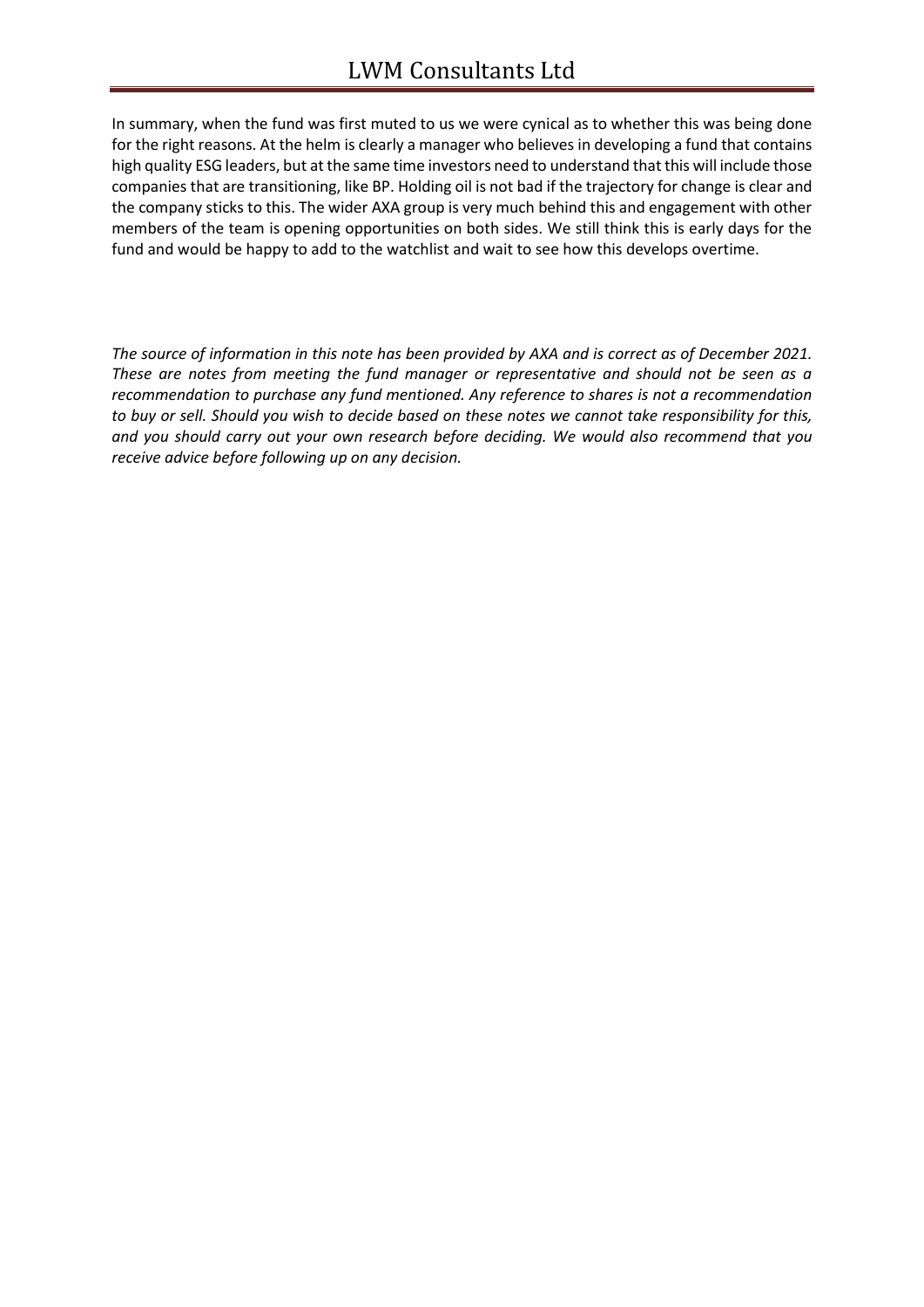In summary, when the fund was first muted to us we were cynical as to whether this was being done for the right reasons. At the helm is clearly a manager who believes in developing a fund that contains high quality ESG leaders, but at the same time investors need to understand that this will include those companies that are transitioning, like BP. Holding oil is not bad if the trajectory for change is clear and the company sticks to this. The wider AXA group is very much behind this and engagement with other members of the team is opening opportunities on both sides. We still think this is early days for the fund and would be happy to add to the watchlist and wait to see how this develops overtime.

*The source of information in this note has been provided by AXA and is correct as of December 2021. These are notes from meeting the fund manager or representative and should not be seen as a recommendation to purchase any fund mentioned. Any reference to shares is not a recommendation to buy or sell. Should you wish to decide based on these notes we cannot take responsibility for this, and you should carry out your own research before deciding. We would also recommend that you receive advice before following up on any decision.*